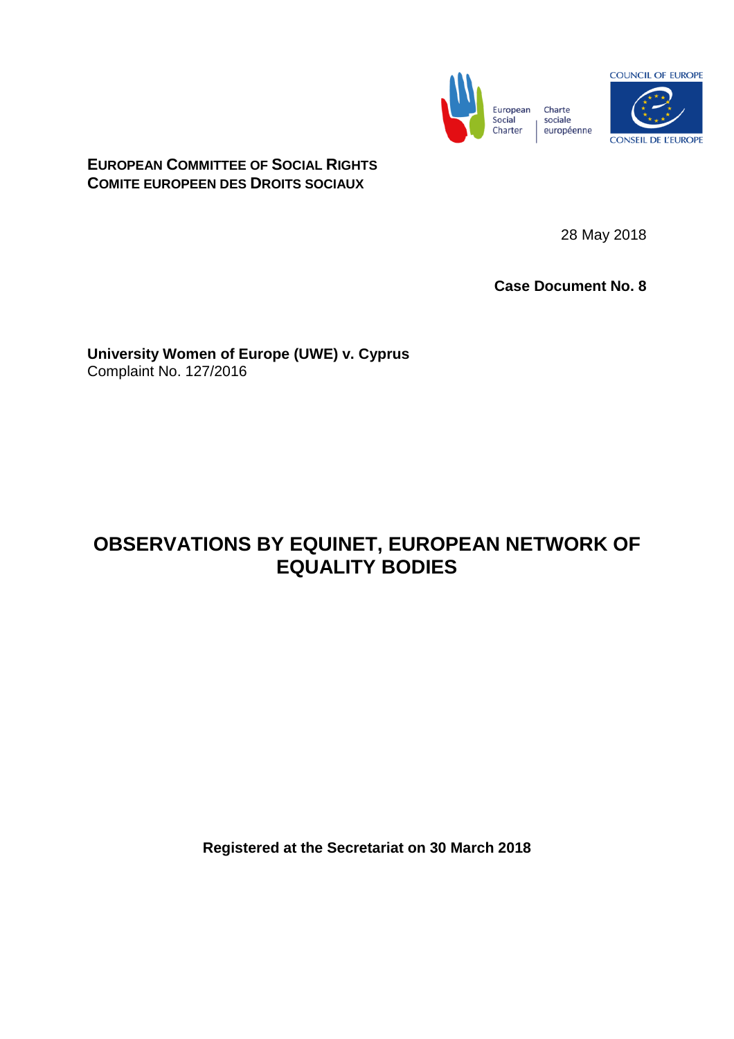European Social Charter | Charte sociale européenne

COUNCIL OF EUROPE
CONSEIL DE L'EUROPE

**EUROPEAN COMMITTEE OF SOCIAL RIGHTS**
**COMITE EUROPEEN DES DROITS SOCIAUX**

28 May 2018

**Case Document No. 8**

**University Women of Europe (UWE) v. Cyprus**
Complaint No. 127/2016

# OBSERVATIONS BY EQUINET, EUROPEAN NETWORK OF EQUALITY BODIES

**Registered at the Secretariat on 30 March 2018**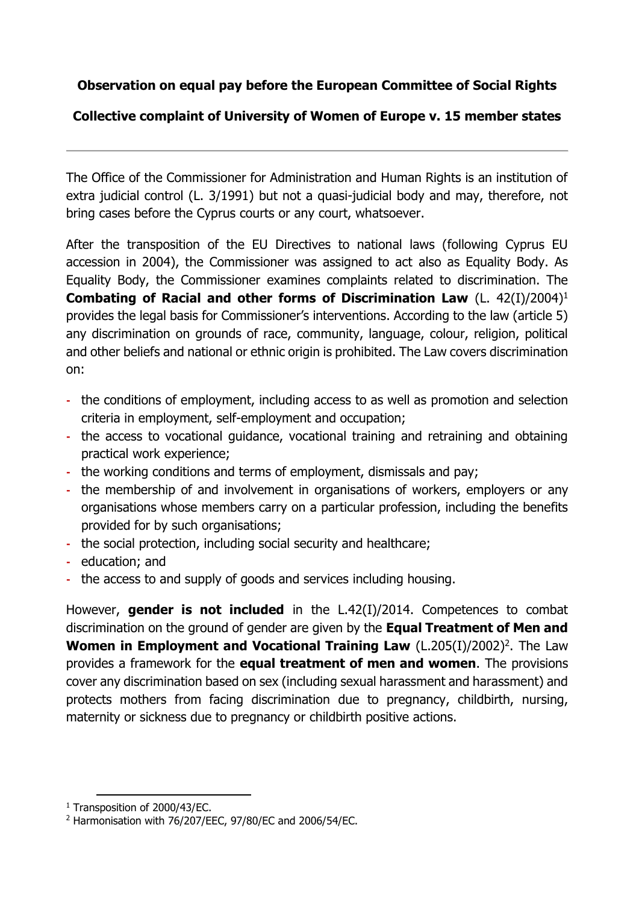**Observation on equal pay before the European Committee of Social Rights**

**Collective complaint of University of Women of Europe v. 15 member states**

---

The Office of the Commissioner for Administration and Human Rights is an institution of extra judicial control (L. 3/1991) but not a quasi-judicial body and may, therefore, not bring cases before the Cyprus courts or any court, whatsoever.

After the transposition of the EU Directives to national laws (following Cyprus EU accession in 2004), the Commissioner was assigned to act also as Equality Body. As Equality Body, the Commissioner examines complaints related to discrimination. The **Combating of Racial and other forms of Discrimination Law** (L. 42(I)/2004)[1] provides the legal basis for Commissioner's interventions. According to the law (article 5) any discrimination on grounds of race, community, language, colour, religion, political and other beliefs and national or ethnic origin is prohibited. The Law covers discrimination on:

- the conditions of employment, including access to as well as promotion and selection criteria in employment, self-employment and occupation;
- the access to vocational guidance, vocational training and retraining and obtaining practical work experience;
- the working conditions and terms of employment, dismissals and pay;
- the membership of and involvement in organisations of workers, employers or any organisations whose members carry on a particular profession, including the benefits provided for by such organisations;
- the social protection, including social security and healthcare;
- education; and
- the access to and supply of goods and services including housing.

However, **gender is not included** in the L.42(I)/2014. Competences to combat discrimination on the ground of gender are given by the **Equal Treatment of Men and Women in Employment and Vocational Training Law** (L.205(I)/2002)[2]. The Law provides a framework for the **equal treatment of men and women**. The provisions cover any discrimination based on sex (including sexual harassment and harassment) and protects mothers from facing discrimination due to pregnancy, childbirth, nursing, maternity or sickness due to pregnancy or childbirth positive actions.

---

[1] Transposition of 2000/43/EC.

[2] Harmonisation with 76/207/EEC, 97/80/EC and 2006/54/EC.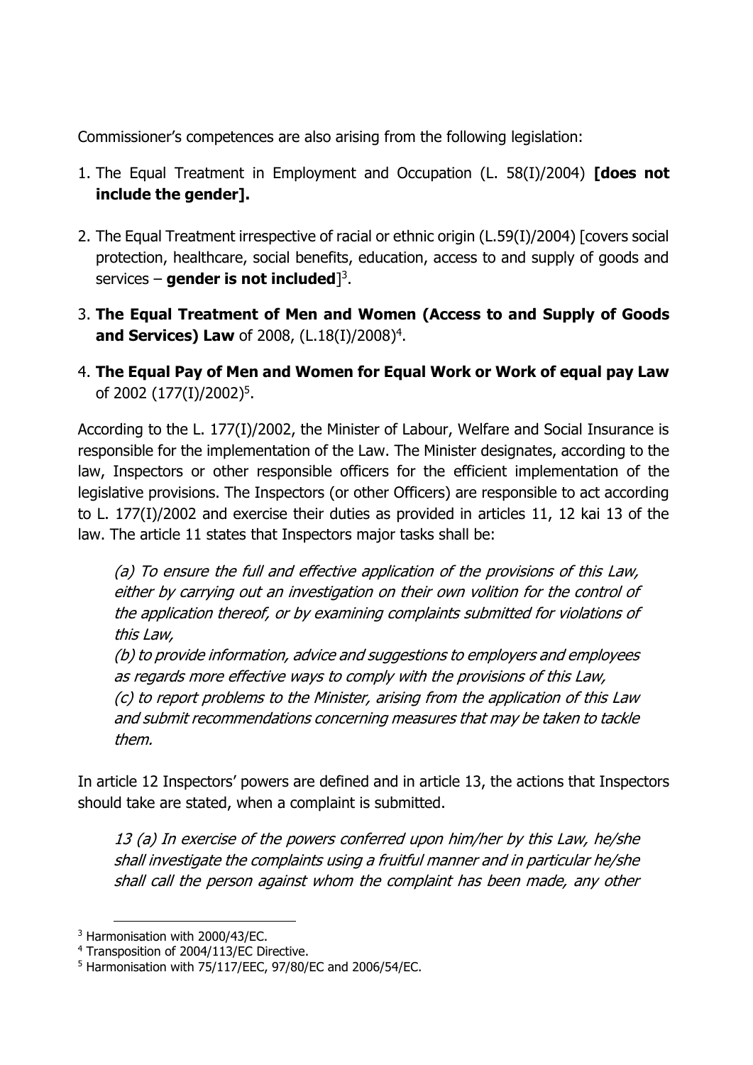Commissioner's competences are also arising from the following legislation:

1. The Equal Treatment in Employment and Occupation (L. 58(I)/2004) **[does not include the gender].**

2. The Equal Treatment irrespective of racial or ethnic origin (L.59(I)/2004) [covers social protection, healthcare, social benefits, education, access to and supply of goods and services – **gender is not included**][3].

3. **The Equal Treatment of Men and Women (Access to and Supply of Goods and Services) Law** of 2008, (L.18(I)/2008)[4].

4. **The Equal Pay of Men and Women for Equal Work or Work of equal pay Law** of 2002 (177(I)/2002)[5].

According to the L. 177(I)/2002, the Minister of Labour, Welfare and Social Insurance is responsible for the implementation of the Law. The Minister designates, according to the law, Inspectors or other responsible officers for the efficient implementation of the legislative provisions. The Inspectors (or other Officers) are responsible to act according to L. 177(I)/2002 and exercise their duties as provided in articles 11, 12 kai 13 of the law. The article 11 states that Inspectors major tasks shall be:

> *(a) To ensure the full and effective application of the provisions of this Law, either by carrying out an investigation on their own volition for the control of the application thereof, or by examining complaints submitted for violations of this Law,*
> *(b) to provide information, advice and suggestions to employers and employees as regards more effective ways to comply with the provisions of this Law,*
> *(c) to report problems to the Minister, arising from the application of this Law and submit recommendations concerning measures that may be taken to tackle them.*

In article 12 Inspectors' powers are defined and in article 13, the actions that Inspectors should take are stated, when a complaint is submitted.

> *13 (a) In exercise of the powers conferred upon him/her by this Law, he/she shall investigate the complaints using a fruitful manner and in particular he/she shall call the person against whom the complaint has been made, any other*

---

[3] Harmonisation with 2000/43/EC.

[4] Transposition of 2004/113/EC Directive.

[5] Harmonisation with 75/117/EEC, 97/80/EC and 2006/54/EC.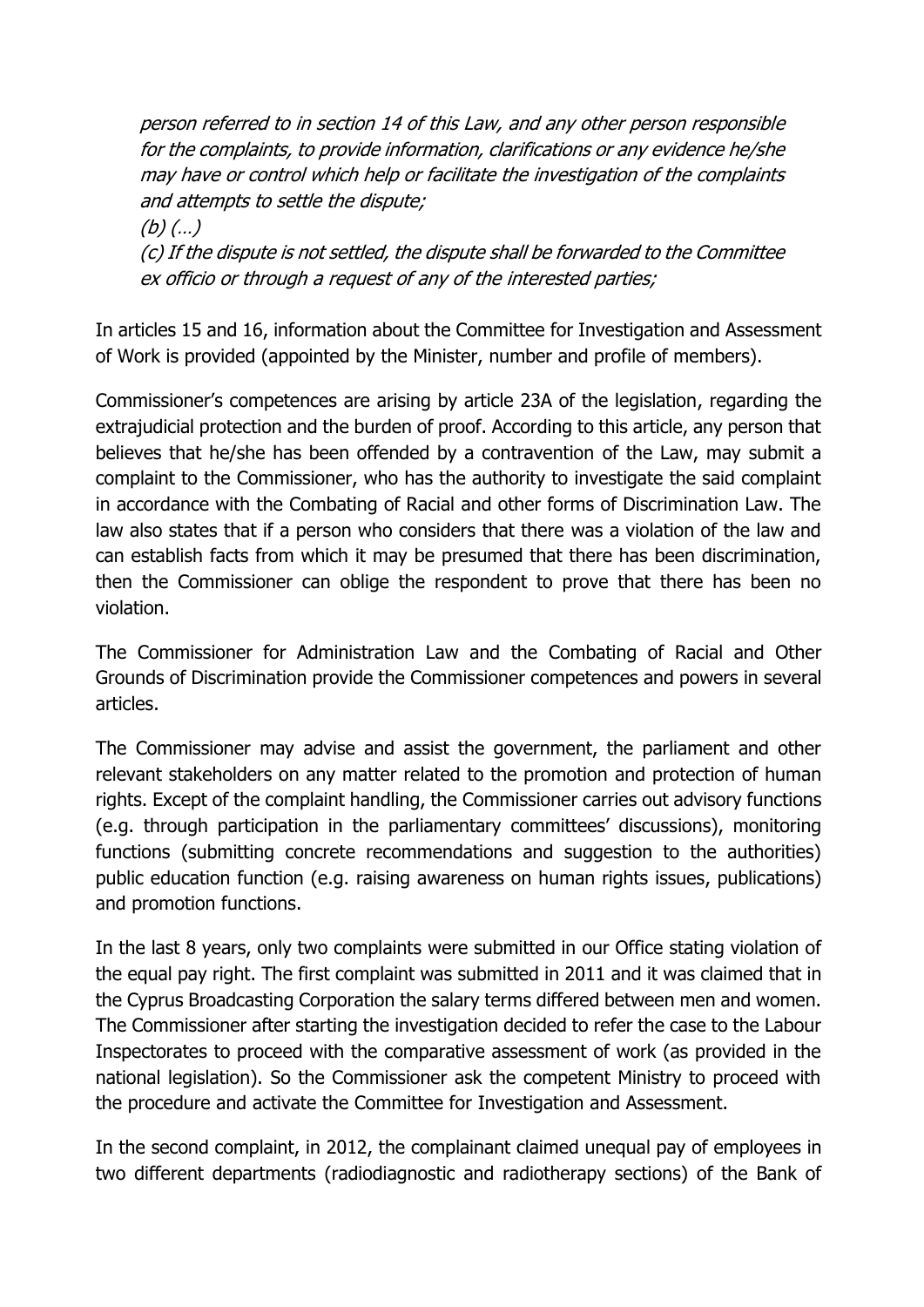*person referred to in section 14 of this Law, and any other person responsible for the complaints, to provide information, clarifications or any evidence he/she may have or control which help or facilitate the investigation of the complaints and attempts to settle the dispute;*

*(b) (…)*

*(c) If the dispute is not settled, the dispute shall be forwarded to the Committee ex officio or through a request of any of the interested parties;*

In articles 15 and 16, information about the Committee for Investigation and Assessment of Work is provided (appointed by the Minister, number and profile of members).

Commissioner's competences are arising by article 23A of the legislation, regarding the extrajudicial protection and the burden of proof. According to this article, any person that believes that he/she has been offended by a contravention of the Law, may submit a complaint to the Commissioner, who has the authority to investigate the said complaint in accordance with the Combating of Racial and other forms of Discrimination Law. The law also states that if a person who considers that there was a violation of the law and can establish facts from which it may be presumed that there has been discrimination, then the Commissioner can oblige the respondent to prove that there has been no violation.

The Commissioner for Administration Law and the Combating of Racial and Other Grounds of Discrimination provide the Commissioner competences and powers in several articles.

The Commissioner may advise and assist the government, the parliament and other relevant stakeholders on any matter related to the promotion and protection of human rights. Except of the complaint handling, the Commissioner carries out advisory functions (e.g. through participation in the parliamentary committees' discussions), monitoring functions (submitting concrete recommendations and suggestion to the authorities) public education function (e.g. raising awareness on human rights issues, publications) and promotion functions.

In the last 8 years, only two complaints were submitted in our Office stating violation of the equal pay right. The first complaint was submitted in 2011 and it was claimed that in the Cyprus Broadcasting Corporation the salary terms differed between men and women. The Commissioner after starting the investigation decided to refer the case to the Labour Inspectorates to proceed with the comparative assessment of work (as provided in the national legislation). So the Commissioner ask the competent Ministry to proceed with the procedure and activate the Committee for Investigation and Assessment.

In the second complaint, in 2012, the complainant claimed unequal pay of employees in two different departments (radiodiagnostic and radiotherapy sections) of the Bank of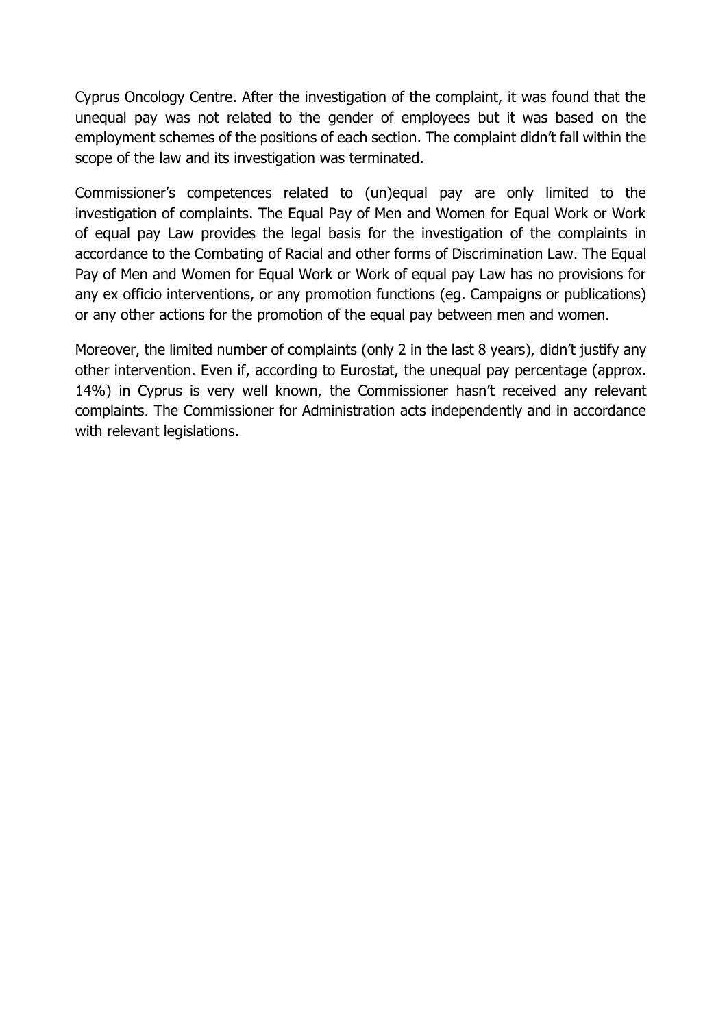Cyprus Oncology Centre. After the investigation of the complaint, it was found that the unequal pay was not related to the gender of employees but it was based on the employment schemes of the positions of each section. The complaint didn't fall within the scope of the law and its investigation was terminated.

Commissioner's competences related to (un)equal pay are only limited to the investigation of complaints. The Equal Pay of Men and Women for Equal Work or Work of equal pay Law provides the legal basis for the investigation of the complaints in accordance to the Combating of Racial and other forms of Discrimination Law. The Equal Pay of Men and Women for Equal Work or Work of equal pay Law has no provisions for any ex officio interventions, or any promotion functions (eg. Campaigns or publications) or any other actions for the promotion of the equal pay between men and women.

Moreover, the limited number of complaints (only 2 in the last 8 years), didn't justify any other intervention. Even if, according to Eurostat, the unequal pay percentage (approx. 14%) in Cyprus is very well known, the Commissioner hasn't received any relevant complaints. The Commissioner for Administration acts independently and in accordance with relevant legislations.